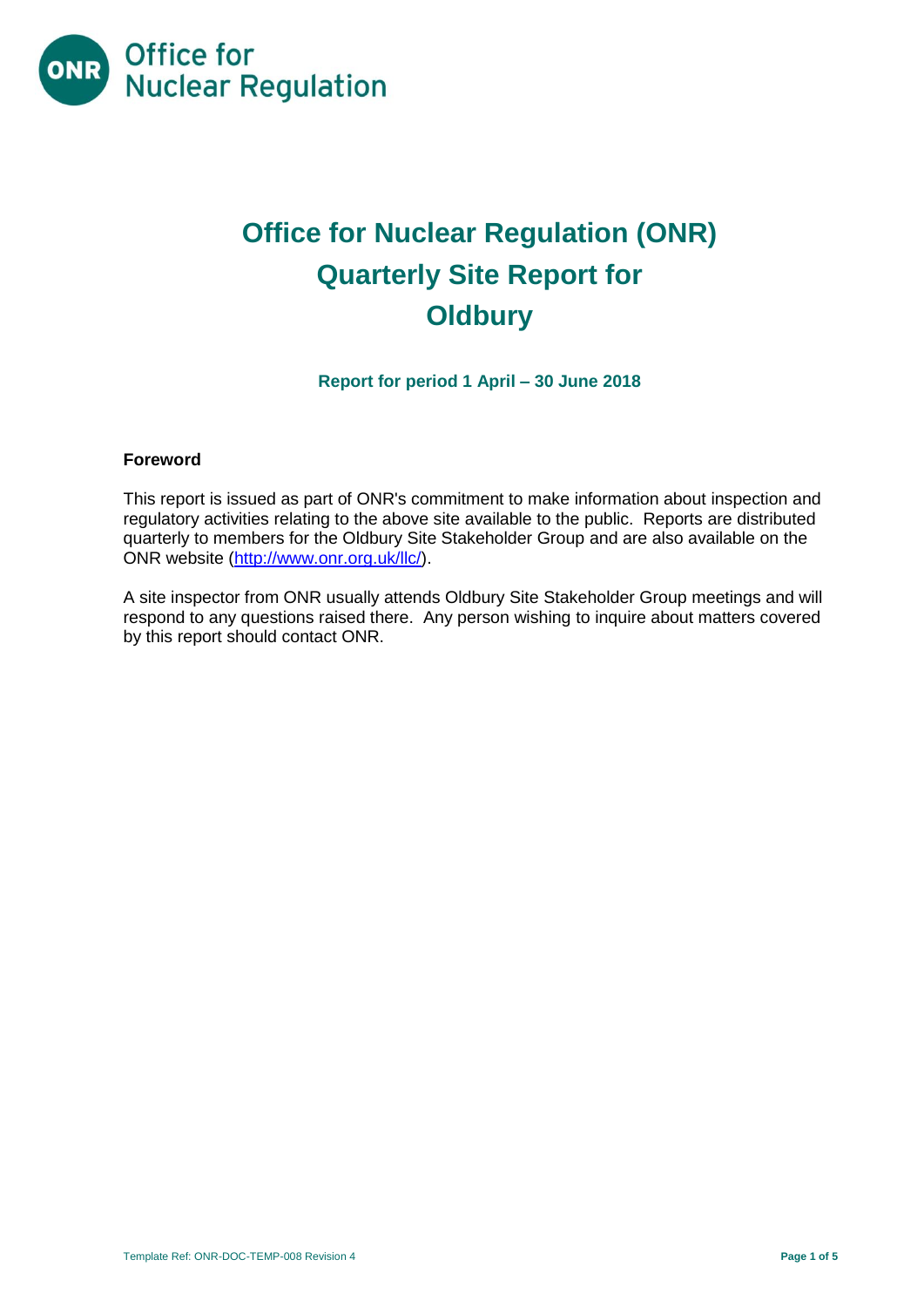# Office for Nuclear Regulation (ONR) Quarterly Site Report for Oldbury

**Report for period 1 April – 30 June 2018**

### Foreword

This report is issued as part of ONR's commitment to make information about inspection and regulatory activities relating to the above site available to the public. Reports are distributed quarterly to members for the Oldbury Site Stakeholder Group and are also available on the ONR website (http://www.onr.org.uk/llc/).

A site inspector from ONR usually attends Oldbury Site Stakeholder Group meetings and will respond to any questions raised there. Any person wishing to inquire about matters covered by this report should contact ONR.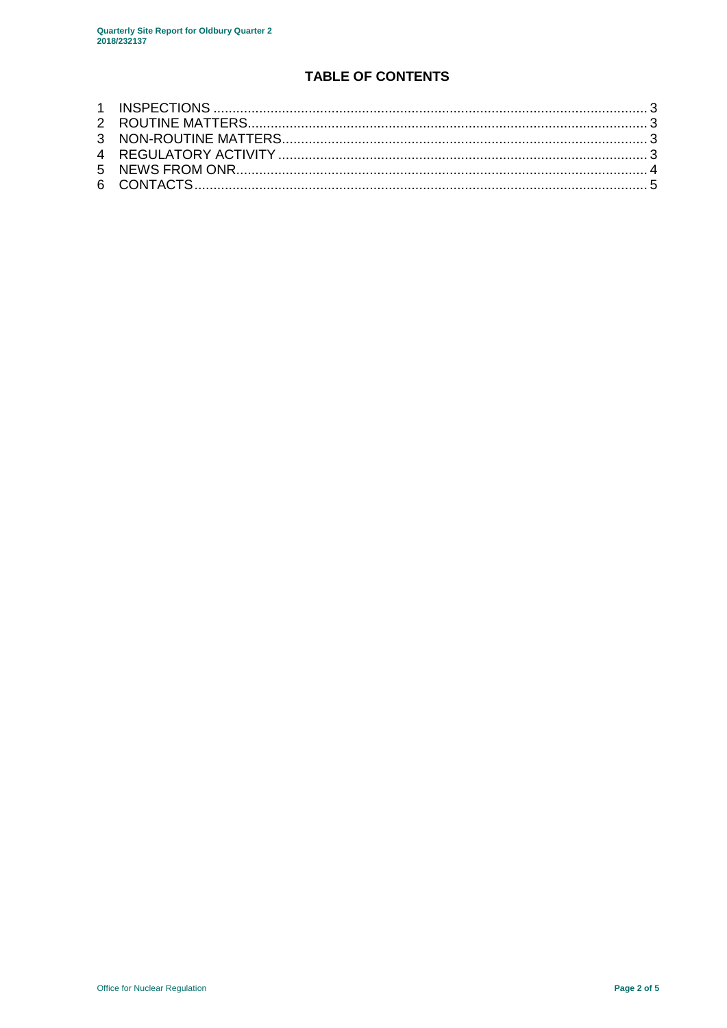## TABLE OF CONTENTS

1 INSPECTIONS ............................................................ 3
2 ROUTINE MATTERS ........................................................ 3
3 NON-ROUTINE MATTERS .................................................... 3
4 REGULATORY ACTIVITY .................................................... 3
5 NEWS FROM ONR .......................................................... 4
6 CONTACTS ............................................................... 5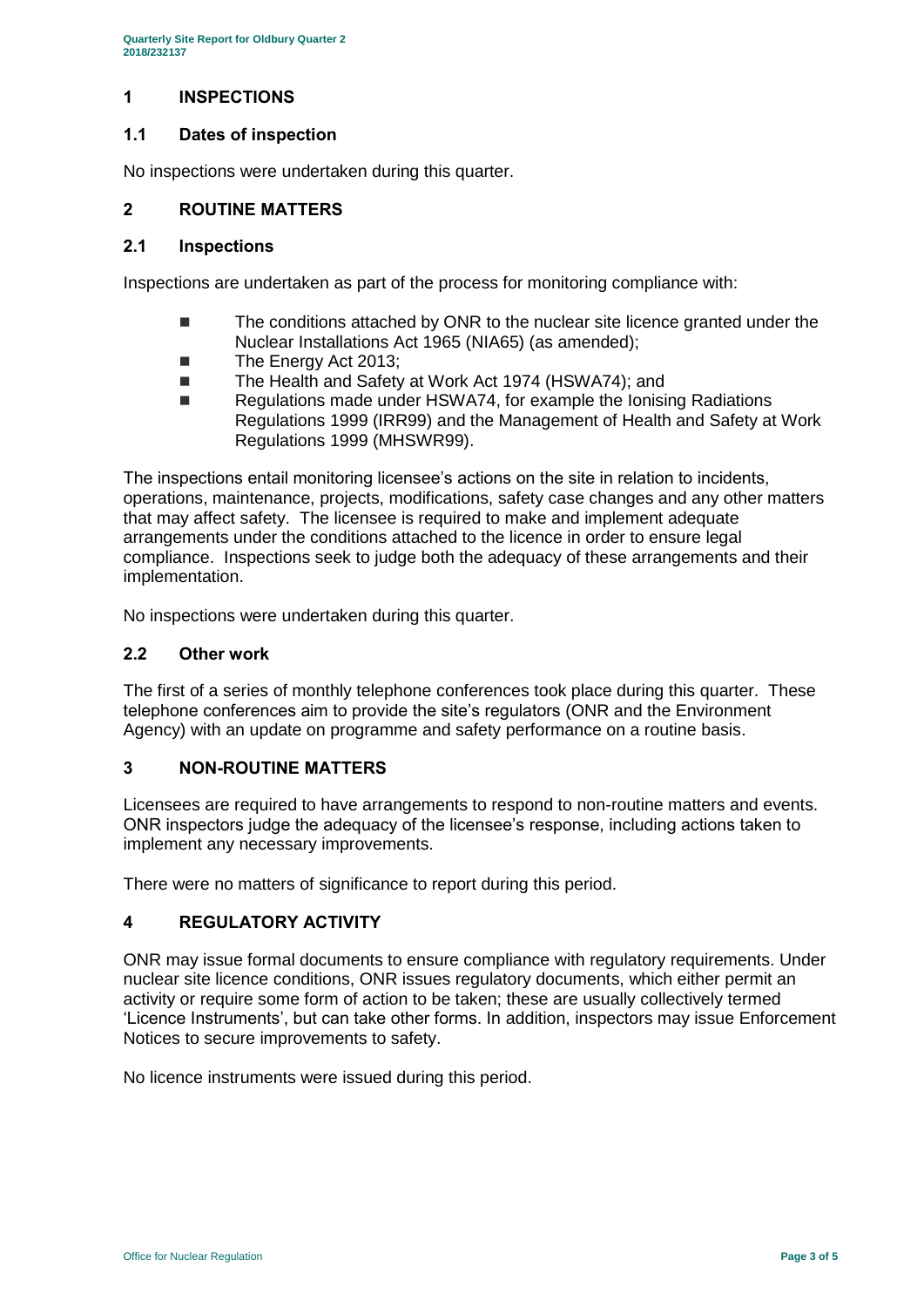## 1 INSPECTIONS

### 1.1 Dates of inspection

No inspections were undertaken during this quarter.

## 2 ROUTINE MATTERS

### 2.1 Inspections

Inspections are undertaken as part of the process for monitoring compliance with:

- The conditions attached by ONR to the nuclear site licence granted under the Nuclear Installations Act 1965 (NIA65) (as amended);
- The Energy Act 2013;
- The Health and Safety at Work Act 1974 (HSWA74); and
- Regulations made under HSWA74, for example the Ionising Radiations Regulations 1999 (IRR99) and the Management of Health and Safety at Work Regulations 1999 (MHSWR99).

The inspections entail monitoring licensee's actions on the site in relation to incidents, operations, maintenance, projects, modifications, safety case changes and any other matters that may affect safety. The licensee is required to make and implement adequate arrangements under the conditions attached to the licence in order to ensure legal compliance. Inspections seek to judge both the adequacy of these arrangements and their implementation.

No inspections were undertaken during this quarter.

### 2.2 Other work

The first of a series of monthly telephone conferences took place during this quarter. These telephone conferences aim to provide the site's regulators (ONR and the Environment Agency) with an update on programme and safety performance on a routine basis.

## 3 NON-ROUTINE MATTERS

Licensees are required to have arrangements to respond to non-routine matters and events. ONR inspectors judge the adequacy of the licensee's response, including actions taken to implement any necessary improvements.

There were no matters of significance to report during this period.

## 4 REGULATORY ACTIVITY

ONR may issue formal documents to ensure compliance with regulatory requirements. Under nuclear site licence conditions, ONR issues regulatory documents, which either permit an activity or require some form of action to be taken; these are usually collectively termed 'Licence Instruments', but can take other forms. In addition, inspectors may issue Enforcement Notices to secure improvements to safety.

No licence instruments were issued during this period.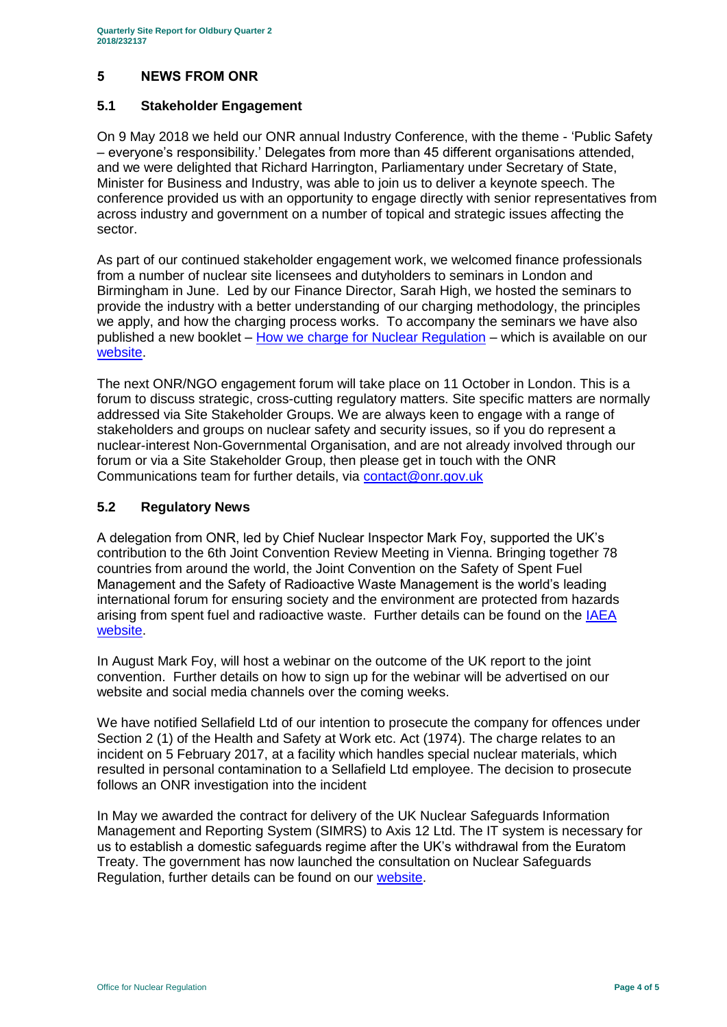## 5 NEWS FROM ONR

### 5.1 Stakeholder Engagement

On 9 May 2018 we held our ONR annual Industry Conference, with the theme - 'Public Safety – everyone's responsibility.' Delegates from more than 45 different organisations attended, and we were delighted that Richard Harrington, Parliamentary under Secretary of State, Minister for Business and Industry, was able to join us to deliver a keynote speech. The conference provided us with an opportunity to engage directly with senior representatives from across industry and government on a number of topical and strategic issues affecting the sector.

As part of our continued stakeholder engagement work, we welcomed finance professionals from a number of nuclear site licensees and dutyholders to seminars in London and Birmingham in June. Led by our Finance Director, Sarah High, we hosted the seminars to provide the industry with a better understanding of our charging methodology, the principles we apply, and how the charging process works. To accompany the seminars we have also published a new booklet – How we charge for Nuclear Regulation – which is available on our website.

The next ONR/NGO engagement forum will take place on 11 October in London. This is a forum to discuss strategic, cross-cutting regulatory matters. Site specific matters are normally addressed via Site Stakeholder Groups. We are always keen to engage with a range of stakeholders and groups on nuclear safety and security issues, so if you do represent a nuclear-interest Non-Governmental Organisation, and are not already involved through our forum or via a Site Stakeholder Group, then please get in touch with the ONR Communications team for further details, via contact@onr.gov.uk

### 5.2 Regulatory News

A delegation from ONR, led by Chief Nuclear Inspector Mark Foy, supported the UK's contribution to the 6th Joint Convention Review Meeting in Vienna. Bringing together 78 countries from around the world, the Joint Convention on the Safety of Spent Fuel Management and the Safety of Radioactive Waste Management is the world's leading international forum for ensuring society and the environment are protected from hazards arising from spent fuel and radioactive waste. Further details can be found on the IAEA website.

In August Mark Foy, will host a webinar on the outcome of the UK report to the joint convention. Further details on how to sign up for the webinar will be advertised on our website and social media channels over the coming weeks.

We have notified Sellafield Ltd of our intention to prosecute the company for offences under Section 2 (1) of the Health and Safety at Work etc. Act (1974). The charge relates to an incident on 5 February 2017, at a facility which handles special nuclear materials, which resulted in personal contamination to a Sellafield Ltd employee. The decision to prosecute follows an ONR investigation into the incident

In May we awarded the contract for delivery of the UK Nuclear Safeguards Information Management and Reporting System (SIMRS) to Axis 12 Ltd. The IT system is necessary for us to establish a domestic safeguards regime after the UK's withdrawal from the Euratom Treaty. The government has now launched the consultation on Nuclear Safeguards Regulation, further details can be found on our website.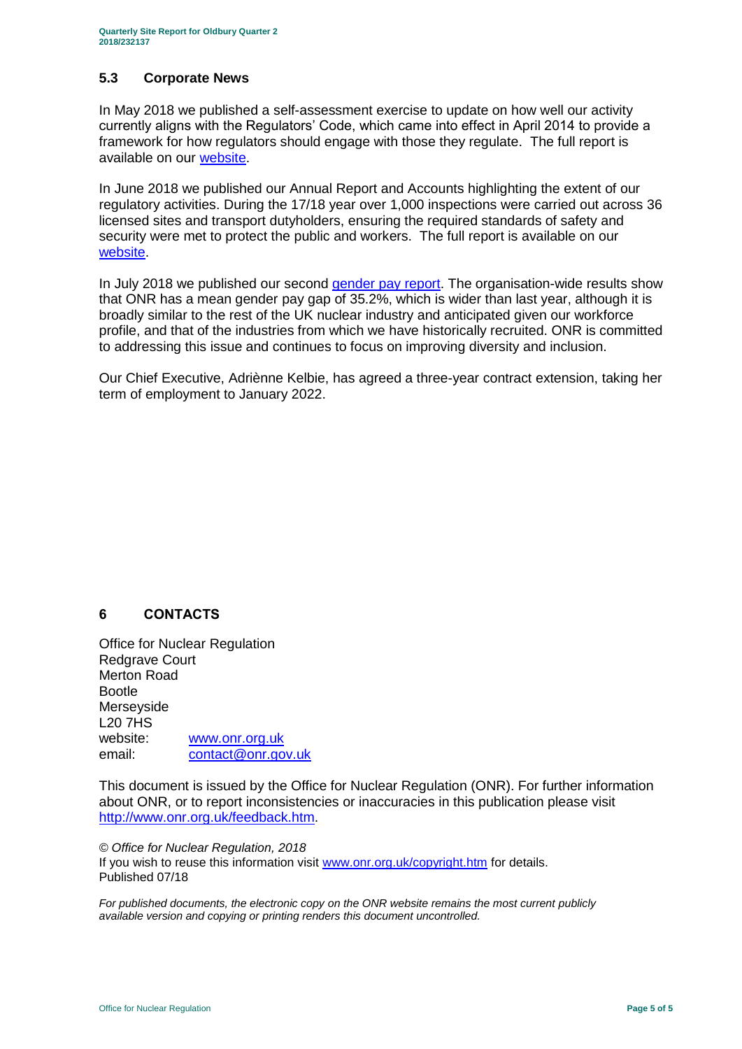### 5.3 Corporate News

In May 2018 we published a self-assessment exercise to update on how well our activity currently aligns with the Regulators' Code, which came into effect in April 2014 to provide a framework for how regulators should engage with those they regulate. The full report is available on our website.

In June 2018 we published our Annual Report and Accounts highlighting the extent of our regulatory activities. During the 17/18 year over 1,000 inspections were carried out across 36 licensed sites and transport dutyholders, ensuring the required standards of safety and security were met to protect the public and workers. The full report is available on our website.

In July 2018 we published our second gender pay report. The organisation-wide results show that ONR has a mean gender pay gap of 35.2%, which is wider than last year, although it is broadly similar to the rest of the UK nuclear industry and anticipated given our workforce profile, and that of the industries from which we have historically recruited. ONR is committed to addressing this issue and continues to focus on improving diversity and inclusion.

Our Chief Executive, Adriènne Kelbie, has agreed a three-year contract extension, taking her term of employment to January 2022.

## 6 CONTACTS

Office for Nuclear Regulation
Redgrave Court
Merton Road
Bootle
Merseyside
L20 7HS
website: www.onr.org.uk
email: contact@onr.gov.uk

This document is issued by the Office for Nuclear Regulation (ONR). For further information about ONR, or to report inconsistencies or inaccuracies in this publication please visit http://www.onr.org.uk/feedback.htm.

*© Office for Nuclear Regulation, 2018*
If you wish to reuse this information visit www.onr.org.uk/copyright.htm for details.
Published 07/18

*For published documents, the electronic copy on the ONR website remains the most current publicly available version and copying or printing renders this document uncontrolled.*